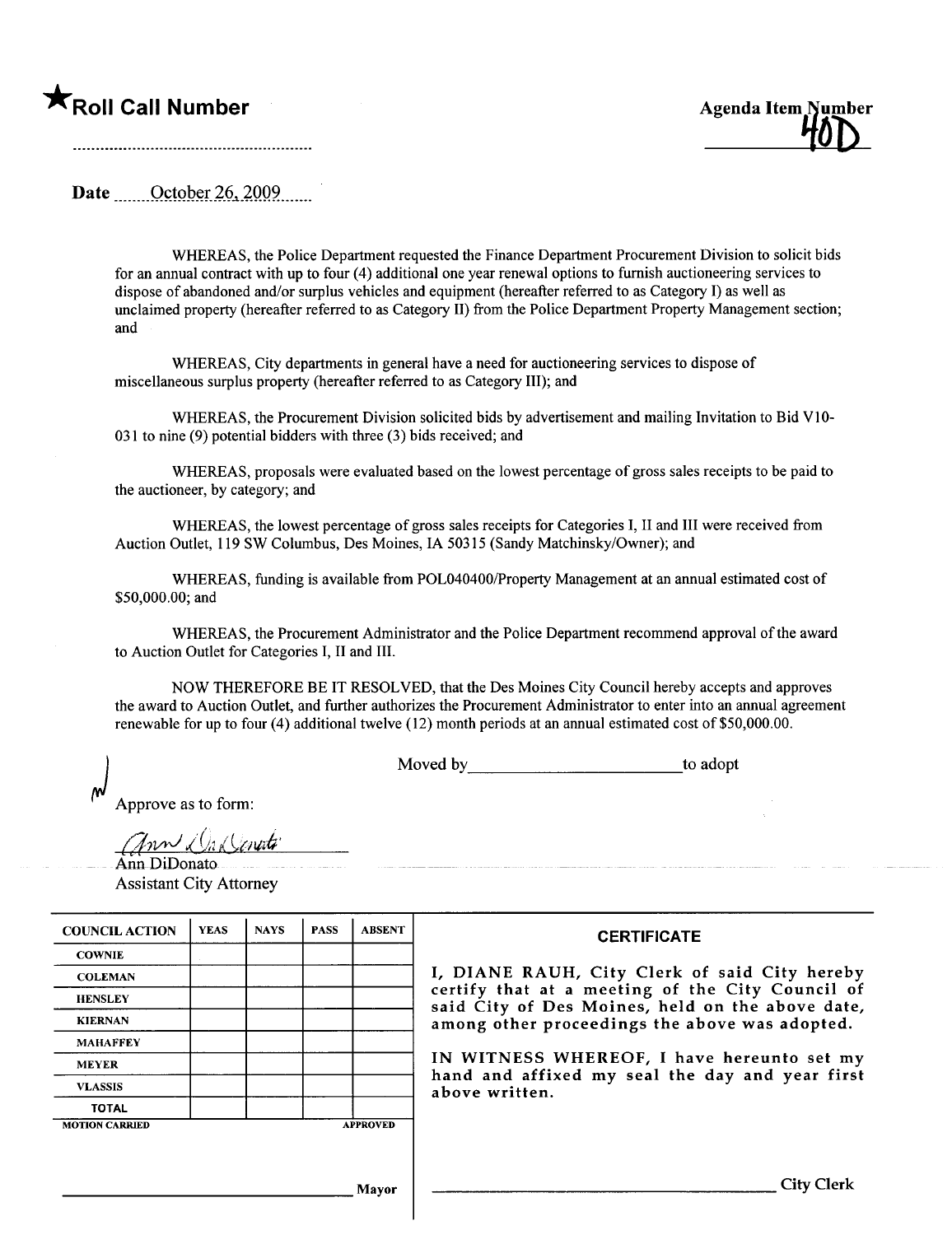# ★Roll Call Number

Agenda Item Number
40D

..........................................................

Date October 26, 2009

WHEREAS, the Police Department requested the Finance Department Procurement Division to solicit bids for an annual contract with up to four (4) additional one year renewal options to furnish auctioneering services to dispose of abandoned and/or surplus vehicles and equipment (hereafter referred to as Category I) as well as unclaimed property (hereafter referred to as Category II) from the Police Department Property Management section; and

WHEREAS, City departments in general have a need for auctioneering services to dispose of miscellaneous surplus property (hereafter referred to as Category III); and

WHEREAS, the Procurement Division solicited bids by advertisement and mailing Invitation to Bid V10-031 to nine (9) potential bidders with three (3) bids received; and

WHEREAS, proposals were evaluated based on the lowest percentage of gross sales receipts to be paid to the auctioneer, by category; and

WHEREAS, the lowest percentage of gross sales receipts for Categories I, II and III were received from Auction Outlet, 119 SW Columbus, Des Moines, IA 50315 (Sandy Matchinsky/Owner); and

WHEREAS, funding is available from POL040400/Property Management at an annual estimated cost of $50,000.00; and

WHEREAS, the Procurement Administrator and the Police Department recommend approval of the award to Auction Outlet for Categories I, II and III.

NOW THEREFORE BE IT RESOLVED, that the Des Moines City Council hereby accepts and approves the award to Auction Outlet, and further authorizes the Procurement Administrator to enter into an annual agreement renewable for up to four (4) additional twelve (12) month periods at an annual estimated cost of $50,000.00.

Moved by ________________________ to adopt

Approve as to form:

Ann DiDonato
Assistant City Attorney

| COUNCIL ACTION | YEAS | NAYS | PASS | ABSENT |
|---|---|---|---|---|
| COWNIE | | | | |
| COLEMAN | | | | |
| HENSLEY | | | | |
| KIERNAN | | | | |
| MAHAFFEY | | | | |
| MEYER | | | | |
| VLASSIS | | | | |
| TOTAL | | | | |

MOTION CARRIED APPROVED

________________________________ Mayor

**CERTIFICATE**

I, DIANE RAUH, City Clerk of said City hereby certify that at a meeting of the City Council of said City of Des Moines, held on the above date, among other proceedings the above was adopted.

IN WITNESS WHEREOF, I have hereunto set my hand and affixed my seal the day and year first above written.

________________________________ City Clerk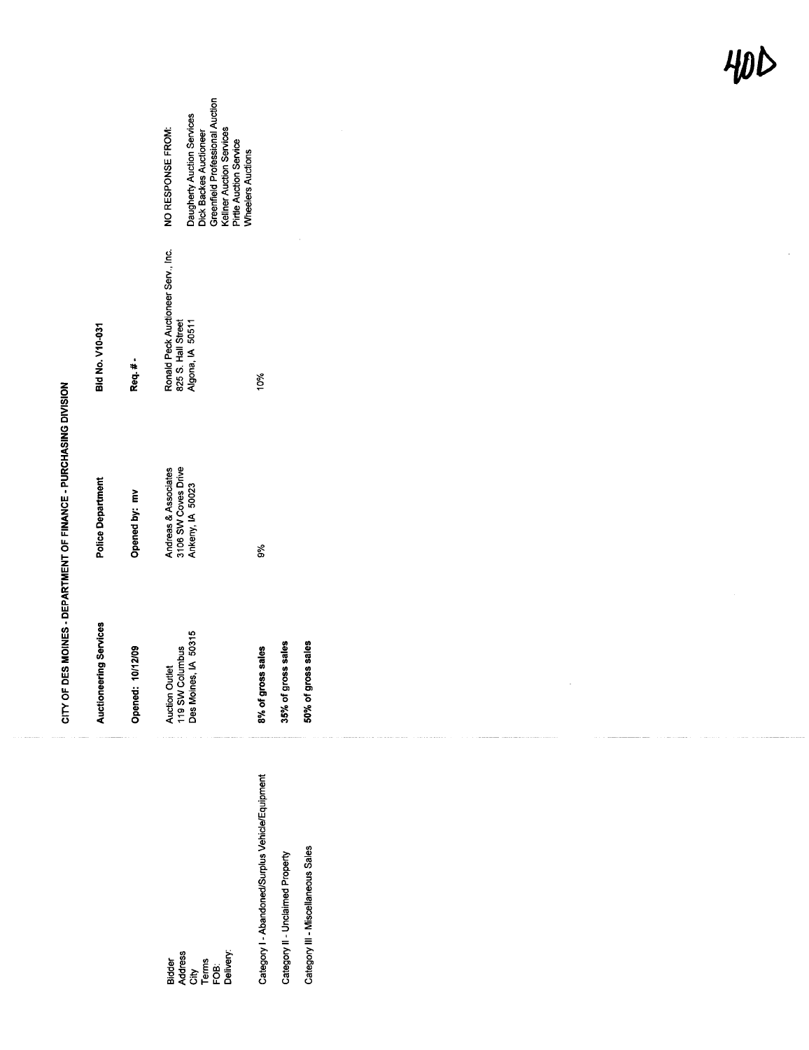40D

# CITY OF DES MOINES - DEPARTMENT OF FINANCE - PURCHASING DIVISION

**Auctioneering Services** | **Police Department** | **Bid No. V10-031**

**Opened: 10/12/09** | **Opened by: mv** | **Req. # -**

| | | | | |
|---|---|---|---|---|
| Bidder | Auction Outlet | Andreas & Associates | Ronald Peck Auctioneer Serv., Inc. | NO RESPONSE FROM: |
| Address | 119 SW Columbus | 3106 SW Coves Drive | 825 S. Hall Street | |
| City | Des Moines, IA 50315 | Ankeny, IA 50023 | Algona, IA 50511 | Daugherty Auction Services |
| Terms | | | | Dick Backes Auctioneer |
| FOB: | | | | Greenfield Professional Auction |
| Delivery: | | | | Kellner Auction Services |
| | | | | Pirtle Auction Service |
| | | | | Wheelers Auctions |
| Category I - Abandoned/Surplus Vehicle/Equipment | 8% of gross sales | 9% | 10% | |
| Category II - Unclaimed Property | 35% of gross sales | | | |
| Category III - Miscellaneous Sales | 50% of gross sales | | | |